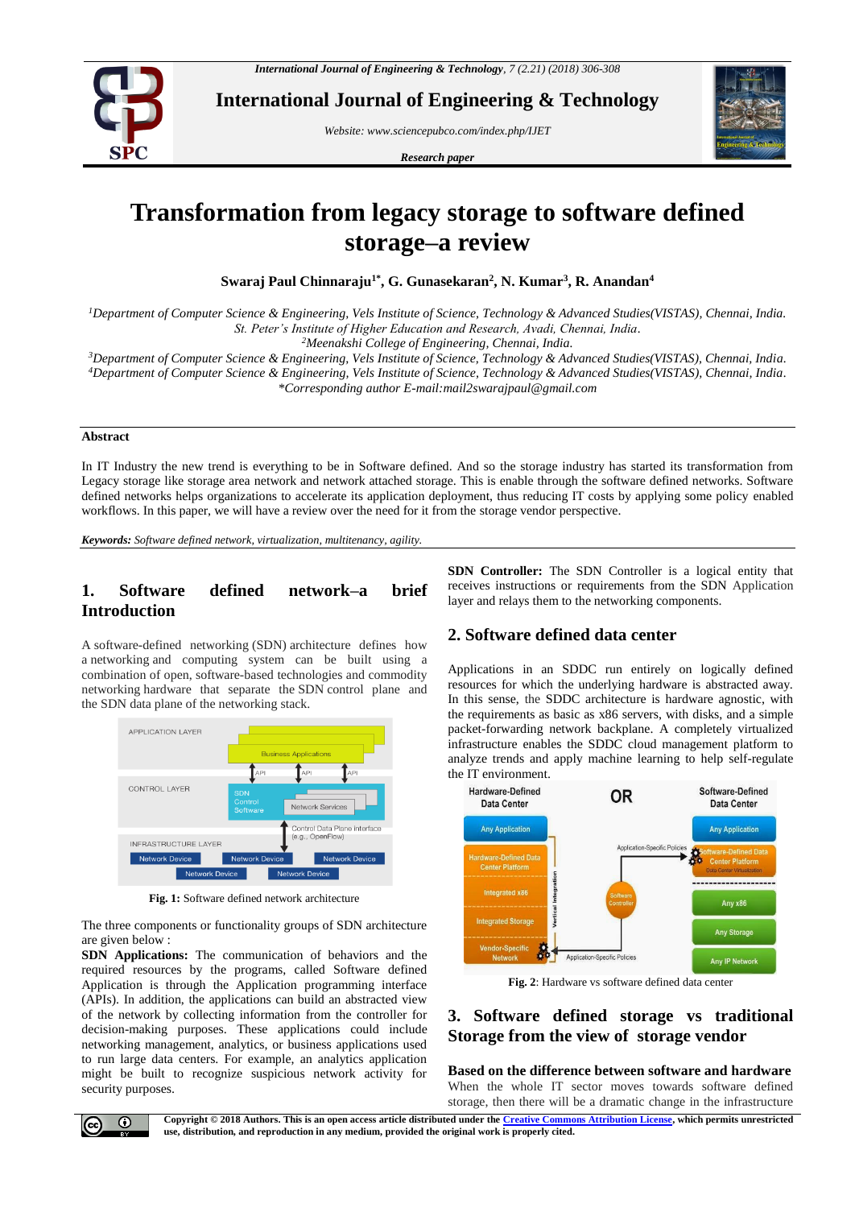# Transformation from legacy storage to software defined storage–a review

**Swaraj Paul Chinnaraju[1*], G. Gunasekaran[2], N. Kumar[3], R. Anandan[4]**

*[1]Department of Computer Science & Engineering, Vels Institute of Science, Technology & Advanced Studies(VISTAS), Chennai, India. St. Peter's Institute of Higher Education and Research, Avadi, Chennai, India.*
*[2]Meenakshi College of Engineering, Chennai, India.*
*[3]Department of Computer Science & Engineering, Vels Institute of Science, Technology & Advanced Studies(VISTAS), Chennai, India.*
*[4]Department of Computer Science & Engineering, Vels Institute of Science, Technology & Advanced Studies(VISTAS), Chennai, India.*
*\*Corresponding author E-mail:mail2swarajpaul@gmail.com*

**Abstract**

In IT Industry the new trend is everything to be in Software defined. And so the storage industry has started its transformation from Legacy storage like storage area network and network attached storage. This is enable through the software defined networks. Software defined networks helps organizations to accelerate its application deployment, thus reducing IT costs by applying some policy enabled workflows. In this paper, we will have a review over the need for it from the storage vendor perspective.

***Keywords:*** *Software defined network, virtualization, multitenancy, agility.*

## 1. Software defined network–a brief Introduction

A software-defined networking (SDN) architecture defines how a networking and computing system can be built using a combination of open, software-based technologies and commodity networking hardware that separate the SDN control plane and the SDN data plane of the networking stack.

APPLICATION LAYER
Business Applications
API API API
CONTROL LAYER
SDN Control Software
Network Services
Control Data Plane interface (e.g., OpenFlow)
INFRASTRUCTURE LAYER
Network Device Network Device Network Device
Network Device Network Device

**Fig. 1:** Software defined network architecture

The three components or functionality groups of SDN architecture are given below :

**SDN Applications:** The communication of behaviors and the required resources by the programs, called Software defined Application is through the Application programming interface (APIs). In addition, the applications can build an abstracted view of the network by collecting information from the controller for decision-making purposes. These applications could include networking management, analytics, or business applications used to run large data centers. For example, an analytics application might be built to recognize suspicious network activity for security purposes.

**SDN Controller:** The SDN Controller is a logical entity that receives instructions or requirements from the SDN Application layer and relays them to the networking components.

## 2. Software defined data center

Applications in an SDDC run entirely on logically defined resources for which the underlying hardware is abstracted away. In this sense, the SDDC architecture is hardware agnostic, with the requirements as basic as x86 servers, with disks, and a simple packet-forwarding network backplane. A completely virtualized infrastructure enables the SDDC cloud management platform to analyze trends and apply machine learning to help self-regulate the IT environment.

Hardware-Defined Data Center
OR
Software-Defined Data Center
Any Application
Hardware-Defined Data Center Platform
Integrated x86
Integrated Storage
Vendor-Specific Network
Vertical Integration
Software Controller
Application-Specific Policies
Application-Specific Policies
Any Application
Software-Defined Data Center Platform
Data Center Virtualization
Any x86
Any Storage
Any IP Network

**Fig. 2**: Hardware vs software defined data center

## 3. Software defined storage vs traditional Storage from the view of storage vendor

**Based on the difference between software and hardware**

When the whole IT sector moves towards software defined storage, then there will be a dramatic change in the infrastructure

**Copyright © 2018 Authors. This is an open access article distributed under the Creative Commons Attribution License, which permits unrestricted use, distribution, and reproduction in any medium, provided the original work is properly cited.**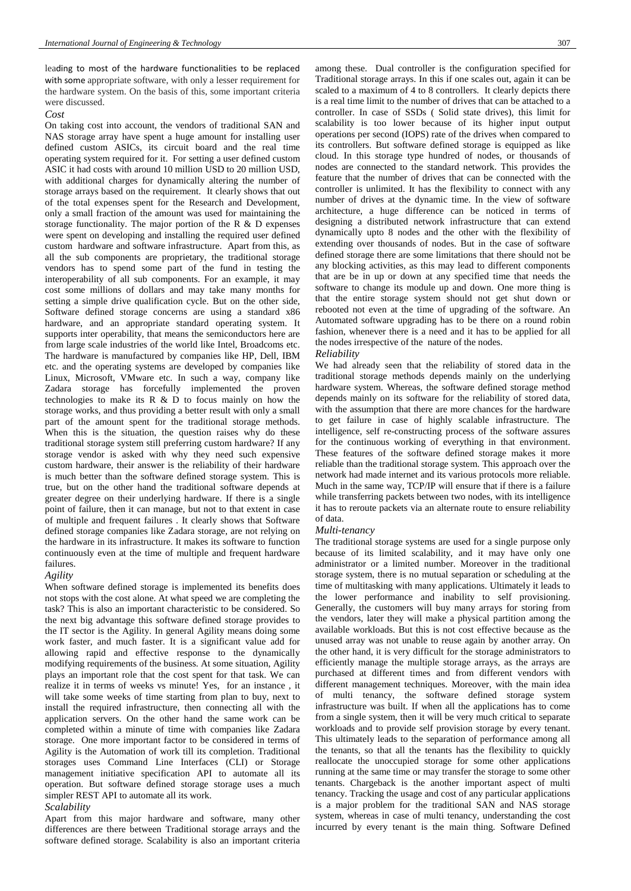leading to most of the hardware functionalities to be replaced with some appropriate software, with only a lesser requirement for the hardware system. On the basis of this, some important criteria were discussed.

*Cost*

On taking cost into account, the vendors of traditional SAN and NAS storage array have spent a huge amount for installing user defined custom ASICs, its circuit board and the real time operating system required for it. For setting a user defined custom ASIC it had costs with around 10 million USD to 20 million USD, with additional charges for dynamically altering the number of storage arrays based on the requirement. It clearly shows that out of the total expenses spent for the Research and Development, only a small fraction of the amount was used for maintaining the storage functionality. The major portion of the R & D expenses were spent on developing and installing the required user defined custom hardware and software infrastructure. Apart from this, as all the sub components are proprietary, the traditional storage vendors has to spend some part of the fund in testing the interoperability of all sub components. For an example, it may cost some millions of dollars and may take many months for setting a simple drive qualification cycle. But on the other side, Software defined storage concerns are using a standard x86 hardware, and an appropriate standard operating system. It supports inter operability, that means the semiconductors here are from large scale industries of the world like Intel, Broadcoms etc. The hardware is manufactured by companies like HP, Dell, IBM etc. and the operating systems are developed by companies like Linux, Microsoft, VMware etc. In such a way, company like Zadara storage has forcefully implemented the proven technologies to make its R & D to focus mainly on how the storage works, and thus providing a better result with only a small part of the amount spent for the traditional storage methods. When this is the situation, the question raises why do these traditional storage system still preferring custom hardware? If any storage vendor is asked with why they need such expensive custom hardware, their answer is the reliability of their hardware is much better than the software defined storage system. This is true, but on the other hand the traditional software depends at greater degree on their underlying hardware. If there is a single point of failure, then it can manage, but not to that extent in case of multiple and frequent failures . It clearly shows that Software defined storage companies like Zadara storage, are not relying on the hardware in its infrastructure. It makes its software to function continuously even at the time of multiple and frequent hardware failures.

*Agility*

When software defined storage is implemented its benefits does not stops with the cost alone. At what speed we are completing the task? This is also an important characteristic to be considered. So the next big advantage this software defined storage provides to the IT sector is the Agility. In general Agility means doing some work faster, and much faster. It is a significant value add for allowing rapid and effective response to the dynamically modifying requirements of the business. At some situation, Agility plays an important role that the cost spent for that task. We can realize it in terms of weeks vs minute! Yes, for an instance , it will take some weeks of time starting from plan to buy, next to install the required infrastructure, then connecting all with the application servers. On the other hand the same work can be completed within a minute of time with companies like Zadara storage. One more important factor to be considered in terms of Agility is the Automation of work till its completion. Traditional storages uses Command Line Interfaces (CLI) or Storage management initiative specification API to automate all its operation. But software defined storage storage uses a much simpler REST API to automate all its work.

*Scalability*

Apart from this major hardware and software, many other differences are there between Traditional storage arrays and the software defined storage. Scalability is also an important criteria among these. Dual controller is the configuration specified for Traditional storage arrays. In this if one scales out, again it can be scaled to a maximum of 4 to 8 controllers. It clearly depicts there is a real time limit to the number of drives that can be attached to a controller. In case of SSDs ( Solid state drives), this limit for scalability is too lower because of its higher input output operations per second (IOPS) rate of the drives when compared to its controllers. But software defined storage is equipped as like cloud. In this storage type hundred of nodes, or thousands of nodes are connected to the standard network. This provides the feature that the number of drives that can be connected with the controller is unlimited. It has the flexibility to connect with any number of drives at the dynamic time. In the view of software architecture, a huge difference can be noticed in terms of designing a distributed network infrastructure that can extend dynamically upto 8 nodes and the other with the flexibility of extending over thousands of nodes. But in the case of software defined storage there are some limitations that there should not be any blocking activities, as this may lead to different components that are be in up or down at any specified time that needs the software to change its module up and down. One more thing is that the entire storage system should not get shut down or rebooted not even at the time of upgrading of the software. An Automated software upgrading has to be there on a round robin fashion, whenever there is a need and it has to be applied for all the nodes irrespective of the nature of the nodes.

*Reliability*

We had already seen that the reliability of stored data in the traditional storage methods depends mainly on the underlying hardware system. Whereas, the software defined storage method depends mainly on its software for the reliability of stored data, with the assumption that there are more chances for the hardware to get failure in case of highly scalable infrastructure. The intelligence, self re-constructing process of the software assures for the continuous working of everything in that environment. These features of the software defined storage makes it more reliable than the traditional storage system. This approach over the network had made internet and its various protocols more reliable. Much in the same way, TCP/IP will ensure that if there is a failure while transferring packets between two nodes, with its intelligence it has to reroute packets via an alternate route to ensure reliability of data.

*Multi-tenancy*

The traditional storage systems are used for a single purpose only because of its limited scalability, and it may have only one administrator or a limited number. Moreover in the traditional storage system, there is no mutual separation or scheduling at the time of multitasking with many applications. Ultimately it leads to the lower performance and inability to self provisioning. Generally, the customers will buy many arrays for storing from the vendors, later they will make a physical partition among the available workloads. But this is not cost effective because as the unused array was not unable to reuse again by another array. On the other hand, it is very difficult for the storage administrators to efficiently manage the multiple storage arrays, as the arrays are purchased at different times and from different vendors with different management techniques. Moreover, with the main idea of multi tenancy, the software defined storage system infrastructure was built. If when all the applications has to come from a single system, then it will be very much critical to separate workloads and to provide self provision storage by every tenant. This ultimately leads to the separation of performance among all the tenants, so that all the tenants has the flexibility to quickly reallocate the unoccupied storage for some other applications running at the same time or may transfer the storage to some other tenants. Chargeback is the another important aspect of multi tenancy. Tracking the usage and cost of any particular applications is a major problem for the traditional SAN and NAS storage system, whereas in case of multi tenancy, understanding the cost incurred by every tenant is the main thing. Software Defined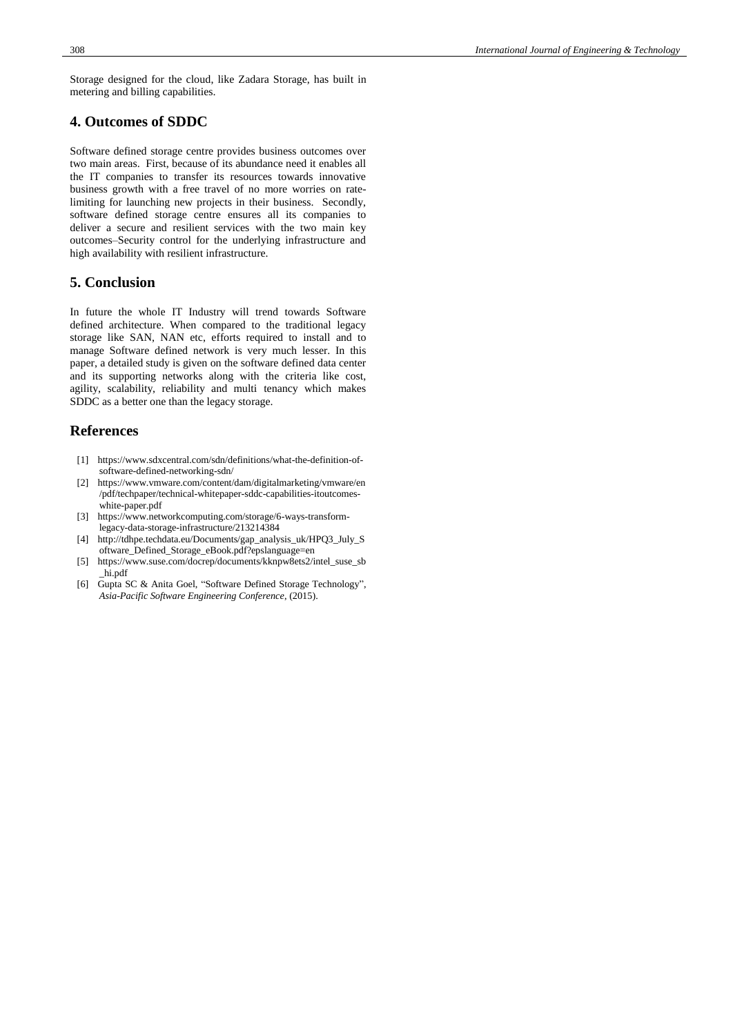Storage designed for the cloud, like Zadara Storage, has built in metering and billing capabilities.

## 4. Outcomes of SDDC

Software defined storage centre provides business outcomes over two main areas. First, because of its abundance need it enables all the IT companies to transfer its resources towards innovative business growth with a free travel of no more worries on rate-limiting for launching new projects in their business. Secondly, software defined storage centre ensures all its companies to deliver a secure and resilient services with the two main key outcomes–Security control for the underlying infrastructure and high availability with resilient infrastructure.

## 5. Conclusion

In future the whole IT Industry will trend towards Software defined architecture. When compared to the traditional legacy storage like SAN, NAN etc, efforts required to install and to manage Software defined network is very much lesser. In this paper, a detailed study is given on the software defined data center and its supporting networks along with the criteria like cost, agility, scalability, reliability and multi tenancy which makes SDDC as a better one than the legacy storage.

## References

[1] https://www.sdxcentral.com/sdn/definitions/what-the-definition-of-software-defined-networking-sdn/

[2] https://www.vmware.com/content/dam/digitalmarketing/vmware/en/pdf/techpaper/technical-whitepaper-sddc-capabilities-itoutcomes-white-paper.pdf

[3] https://www.networkcomputing.com/storage/6-ways-transform-legacy-data-storage-infrastructure/213214384

[4] http://tdhpe.techdata.eu/Documents/gap_analysis_uk/HPQ3_July_Software_Defined_Storage_eBook.pdf?epslanguage=en

[5] https://www.suse.com/docrep/documents/kknpw8ets2/intel_suse_sb_hi.pdf

[6] Gupta SC & Anita Goel, "Software Defined Storage Technology", *Asia-Pacific Software Engineering Conference*, (2015).